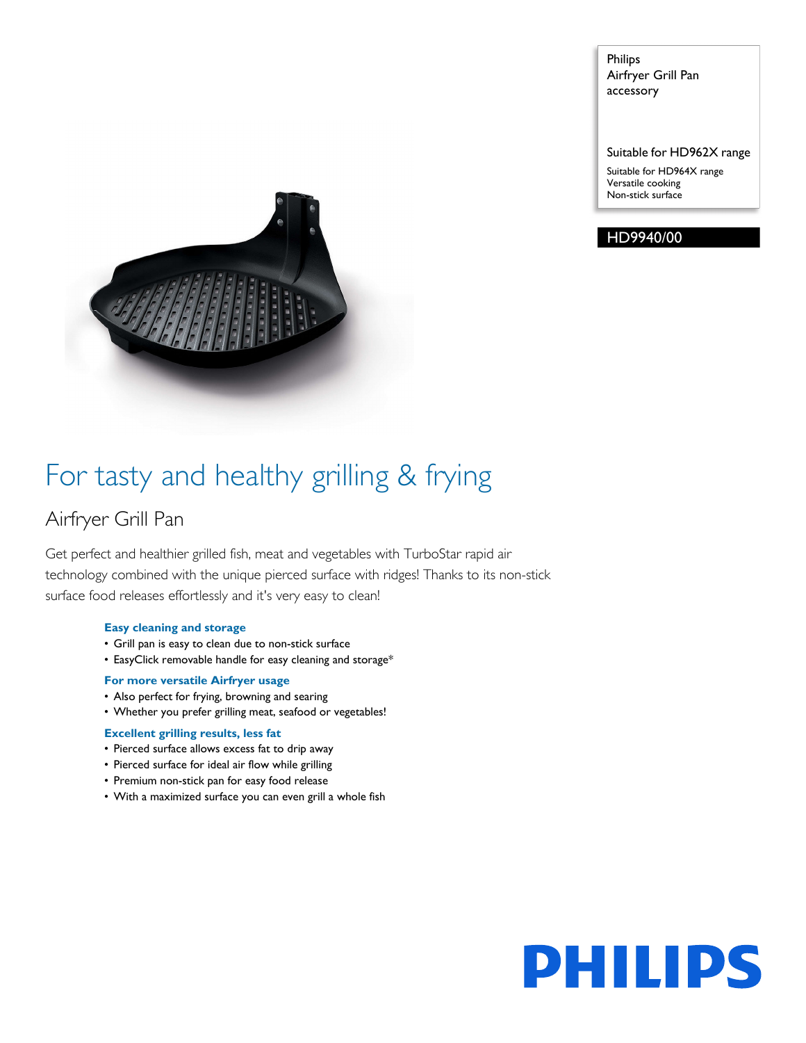Philips
Airfryer Grill Pan
accessory

Suitable for HD962X range

Suitable for HD964X range
Versatile cooking
Non-stick surface

**HD9940/00**

# For tasty and healthy grilling & frying

## Airfryer Grill Pan

Get perfect and healthier grilled fish, meat and vegetables with TurboStar rapid air technology combined with the unique pierced surface with ridges! Thanks to its non-stick surface food releases effortlessly and it's very easy to clean!

### Easy cleaning and storage

- Grill pan is easy to clean due to non-stick surface
- EasyClick removable handle for easy cleaning and storage*

### For more versatile Airfryer usage

- Also perfect for frying, browning and searing
- Whether you prefer grilling meat, seafood or vegetables!

### Excellent grilling results, less fat

- Pierced surface allows excess fat to drip away
- Pierced surface for ideal air flow while grilling
- Premium non-stick pan for easy food release
- With a maximized surface you can even grill a whole fish

PHILIPS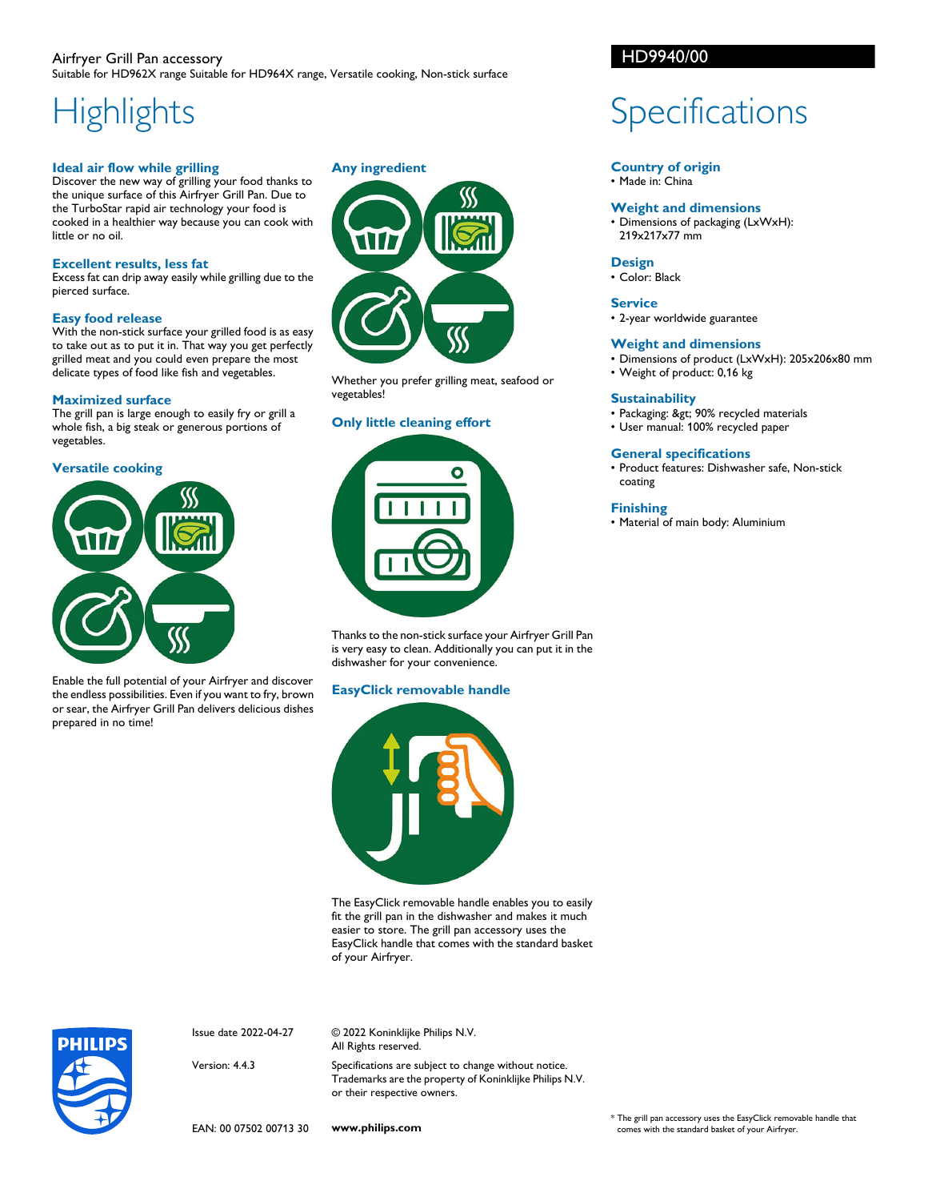Airfryer Grill Pan accessory
Suitable for HD962X range Suitable for HD964X range, Versatile cooking, Non-stick surface

HD9940/00

# Highlights

### Ideal air flow while grilling

Discover the new way of grilling your food thanks to the unique surface of this Airfryer Grill Pan. Due to the TurboStar rapid air technology your food is cooked in a healthier way because you can cook with little or no oil.

### Excellent results, less fat

Excess fat can drip away easily while grilling due to the pierced surface.

### Easy food release

With the non-stick surface your grilled food is as easy to take out as to put it in. That way you get perfectly grilled meat and you could even prepare the most delicate types of food like fish and vegetables.

### Maximized surface

The grill pan is large enough to easily fry or grill a whole fish, a big steak or generous portions of vegetables.

### Versatile cooking

Enable the full potential of your Airfryer and discover the endless possibilities. Even if you want to fry, brown or sear, the Airfryer Grill Pan delivers delicious dishes prepared in no time!

### Any ingredient

Whether you prefer grilling meat, seafood or vegetables!

### Only little cleaning effort

Thanks to the non-stick surface your Airfryer Grill Pan is very easy to clean. Additionally you can put it in the dishwasher for your convenience.

### EasyClick removable handle

The EasyClick removable handle enables you to easily fit the grill pan in the dishwasher and makes it much easier to store. The grill pan accessory uses the EasyClick handle that comes with the standard basket of your Airfryer.

# Specifications

### Country of origin

- Made in: China

### Weight and dimensions

- Dimensions of packaging (LxWxH): 219x217x77 mm

### Design

- Color: Black

### Service

- 2-year worldwide guarantee

### Weight and dimensions

- Dimensions of product (LxWxH): 205x206x80 mm
- Weight of product: 0,16 kg

### Sustainability

- Packaging: &gt; 90% recycled materials
- User manual: 100% recycled paper

### General specifications

- Product features: Dishwasher safe, Non-stick coating

### Finishing

- Material of main body: Aluminium

Issue date 2022-04-27

Version: 4.4.3

EAN: 00 07502 00713 30

© 2022 Koninklijke Philips N.V.
All Rights reserved.

Specifications are subject to change without notice. Trademarks are the property of Koninklijke Philips N.V. or their respective owners.

**www.philips.com**

\* The grill pan accessory uses the EasyClick removable handle that comes with the standard basket of your Airfryer.